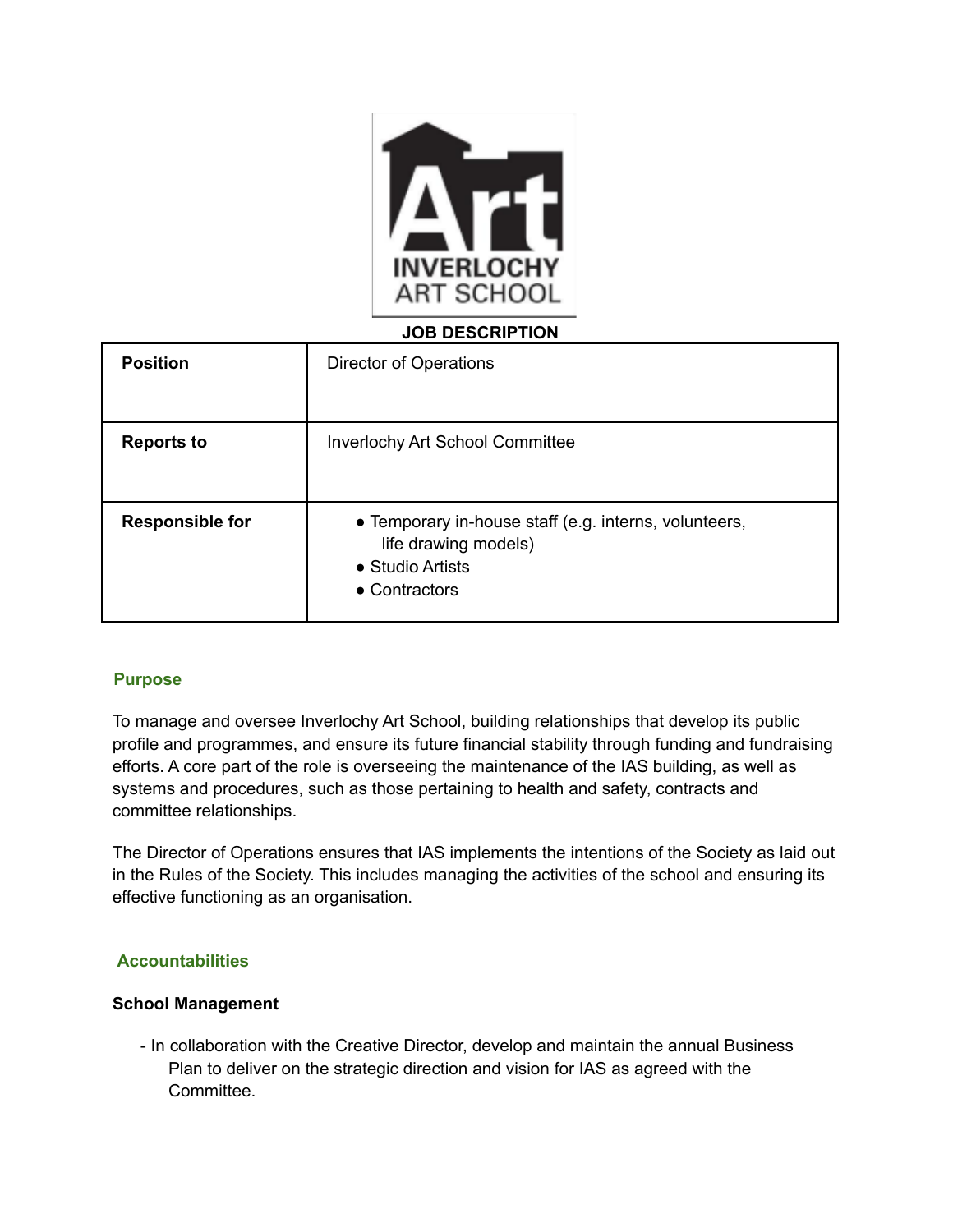# JOB DESCRIPTION

| | |
|---|---|
| **Position** | Director of Operations |
| **Reports to** | Inverlochy Art School Committee |
| **Responsible for** | • Temporary in-house staff (e.g. interns, volunteers, life drawing models)<br>• Studio Artists<br>• Contractors |

## Purpose

To manage and oversee Inverlochy Art School, building relationships that develop its public profile and programmes, and ensure its future financial stability through funding and fundraising efforts. A core part of the role is overseeing the maintenance of the IAS building, as well as systems and procedures, such as those pertaining to health and safety, contracts and committee relationships.

The Director of Operations ensures that IAS implements the intentions of the Society as laid out in the Rules of the Society. This includes managing the activities of the school and ensuring its effective functioning as an organisation.

## Accountabilities

### School Management

- In collaboration with the Creative Director, develop and maintain the annual Business Plan to deliver on the strategic direction and vision for IAS as agreed with the Committee.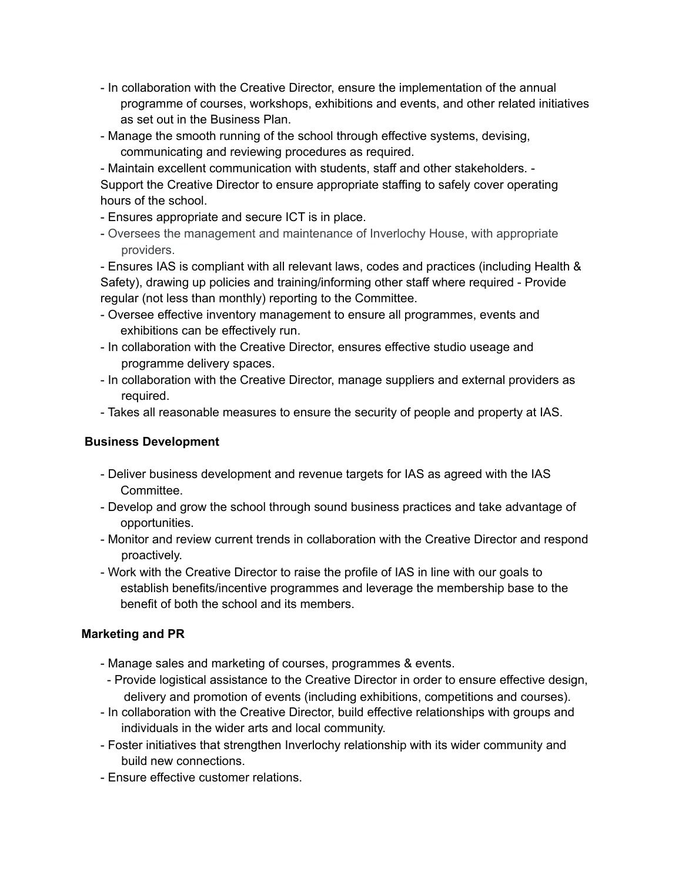- In collaboration with the Creative Director, ensure the implementation of the annual programme of courses, workshops, exhibitions and events, and other related initiatives as set out in the Business Plan.
- Manage the smooth running of the school through effective systems, devising, communicating and reviewing procedures as required.
- Maintain excellent communication with students, staff and other stakeholders. - Support the Creative Director to ensure appropriate staffing to safely cover operating hours of the school.
- Ensures appropriate and secure ICT is in place.
- Oversees the management and maintenance of Inverlochy House, with appropriate providers.
- Ensures IAS is compliant with all relevant laws, codes and practices (including Health & Safety), drawing up policies and training/informing other staff where required - Provide regular (not less than monthly) reporting to the Committee.
- Oversee effective inventory management to ensure all programmes, events and exhibitions can be effectively run.
- In collaboration with the Creative Director, ensures effective studio useage and programme delivery spaces.
- In collaboration with the Creative Director, manage suppliers and external providers as required.
- Takes all reasonable measures to ensure the security of people and property at IAS.

**Business Development**

- Deliver business development and revenue targets for IAS as agreed with the IAS Committee.
- Develop and grow the school through sound business practices and take advantage of opportunities.
- Monitor and review current trends in collaboration with the Creative Director and respond proactively.
- Work with the Creative Director to raise the profile of IAS in line with our goals to establish benefits/incentive programmes and leverage the membership base to the benefit of both the school and its members.

**Marketing and PR**

- Manage sales and marketing of courses, programmes & events.
- Provide logistical assistance to the Creative Director in order to ensure effective design, delivery and promotion of events (including exhibitions, competitions and courses).
- In collaboration with the Creative Director, build effective relationships with groups and individuals in the wider arts and local community.
- Foster initiatives that strengthen Inverlochy relationship with its wider community and build new connections.
- Ensure effective customer relations.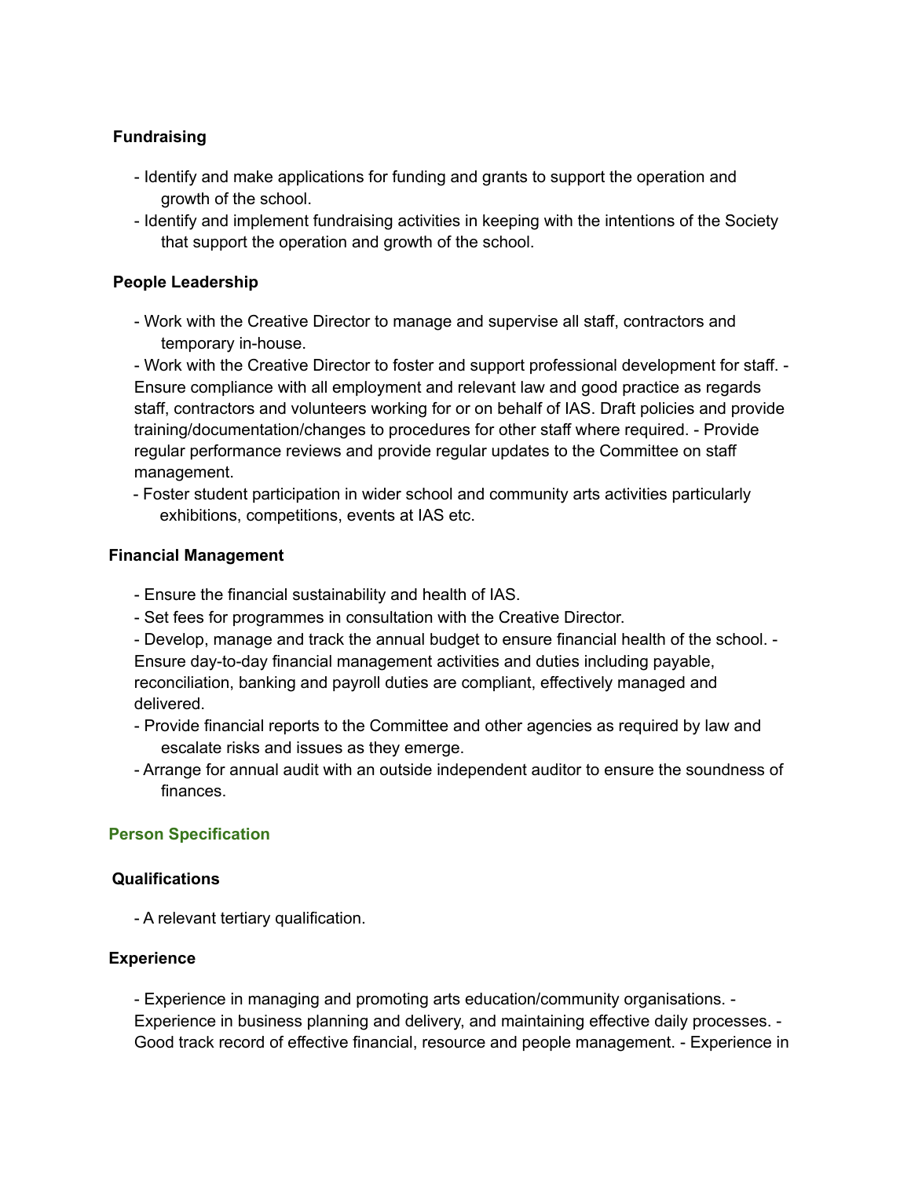**Fundraising**

- Identify and make applications for funding and grants to support the operation and growth of the school.
- Identify and implement fundraising activities in keeping with the intentions of the Society that support the operation and growth of the school.

**People Leadership**

- Work with the Creative Director to manage and supervise all staff, contractors and temporary in-house.
- Work with the Creative Director to foster and support professional development for staff.
- Ensure compliance with all employment and relevant law and good practice as regards staff, contractors and volunteers working for or on behalf of IAS. Draft policies and provide training/documentation/changes to procedures for other staff where required.
- Provide regular performance reviews and provide regular updates to the Committee on staff management.
- Foster student participation in wider school and community arts activities particularly exhibitions, competitions, events at IAS etc.

**Financial Management**

- Ensure the financial sustainability and health of IAS.
- Set fees for programmes in consultation with the Creative Director.
- Develop, manage and track the annual budget to ensure financial health of the school.
- Ensure day-to-day financial management activities and duties including payable, reconciliation, banking and payroll duties are compliant, effectively managed and delivered.
- Provide financial reports to the Committee and other agencies as required by law and escalate risks and issues as they emerge.
- Arrange for annual audit with an outside independent auditor to ensure the soundness of finances.

## Person Specification

**Qualifications**

- A relevant tertiary qualification.

**Experience**

- Experience in managing and promoting arts education/community organisations.
- Experience in business planning and delivery, and maintaining effective daily processes.
- Good track record of effective financial, resource and people management.
- Experience in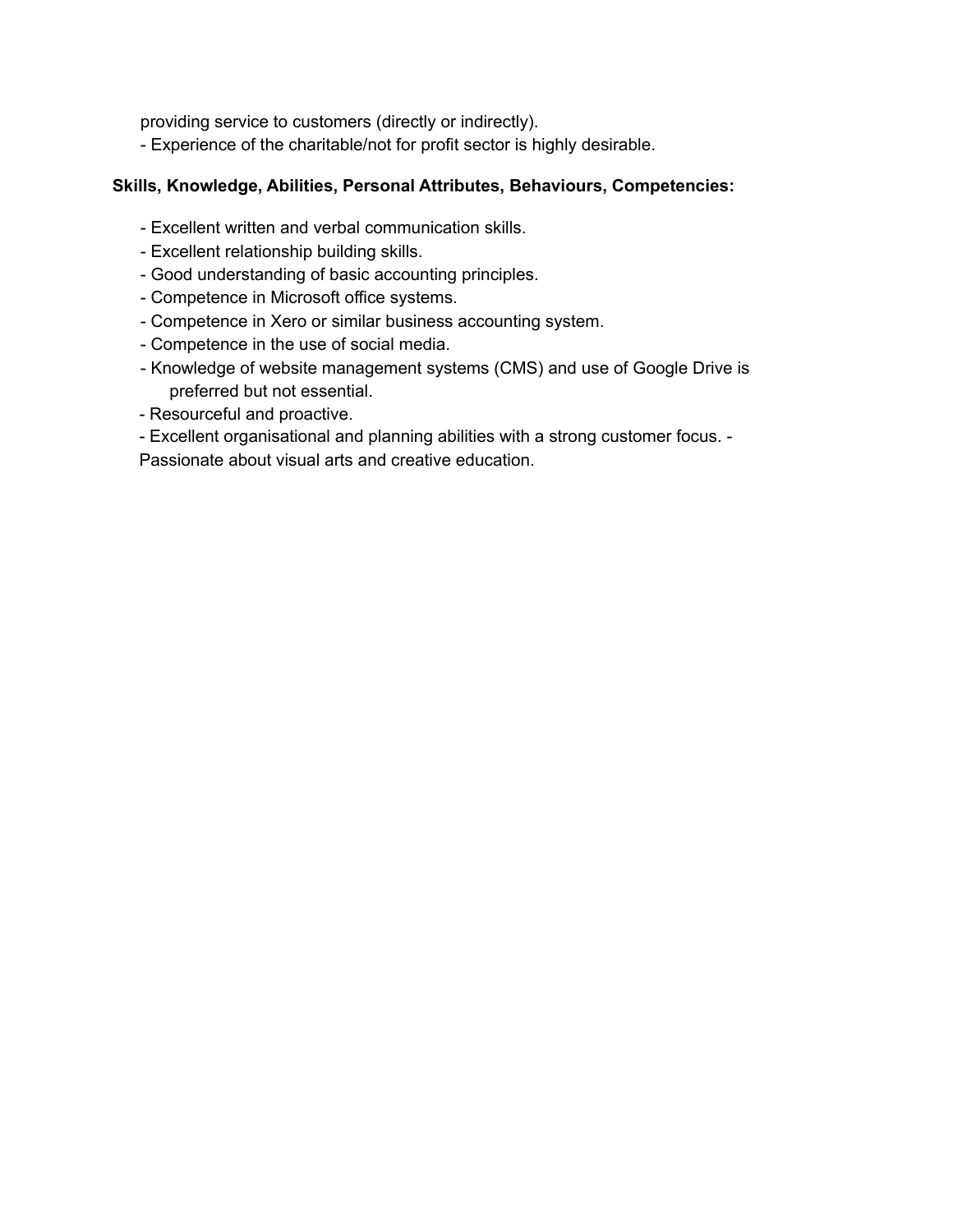providing service to customers (directly or indirectly).

- Experience of the charitable/not for profit sector is highly desirable.

**Skills, Knowledge, Abilities, Personal Attributes, Behaviours, Competencies:**

- Excellent written and verbal communication skills.
- Excellent relationship building skills.
- Good understanding of basic accounting principles.
- Competence in Microsoft office systems.
- Competence in Xero or similar business accounting system.
- Competence in the use of social media.
- Knowledge of website management systems (CMS) and use of Google Drive is preferred but not essential.
- Resourceful and proactive.
- Excellent organisational and planning abilities with a strong customer focus.
- Passionate about visual arts and creative education.